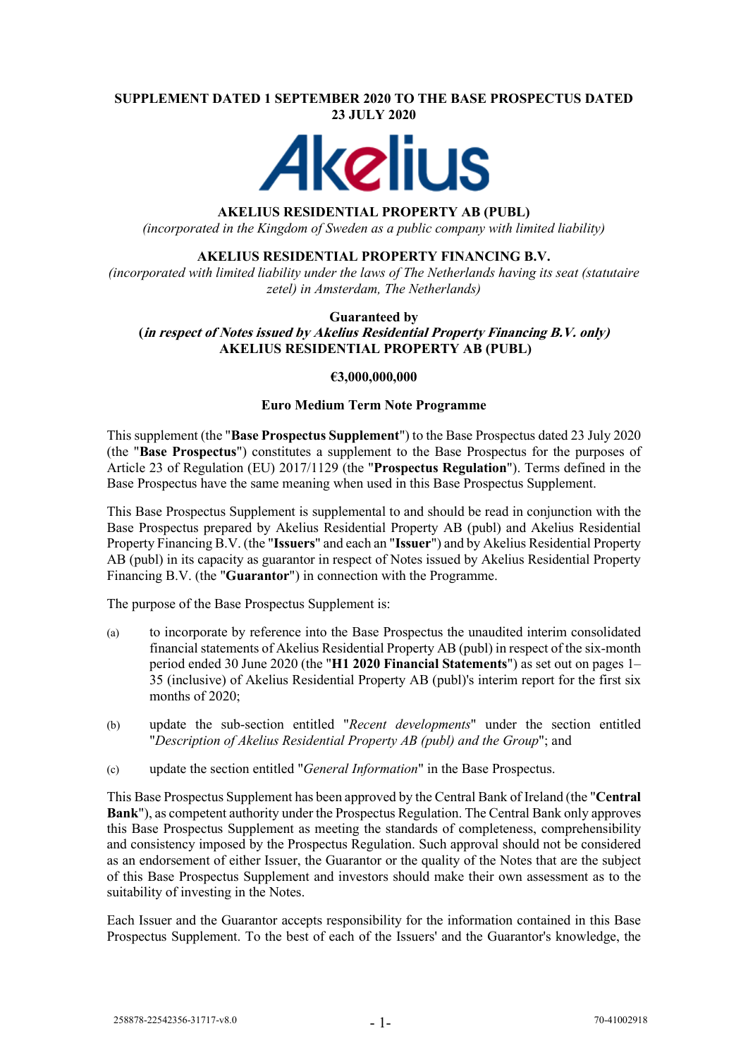**SUPPLEMENT DATED 1 SEPTEMBER 2020 TO THE BASE PROSPECTUS DATED 23 JULY 2020**

Akelius

**AKELIUS RESIDENTIAL PROPERTY AB (PUBL)**
*(incorporated in the Kingdom of Sweden as a public company with limited liability)*

**AKELIUS RESIDENTIAL PROPERTY FINANCING B.V.**
*(incorporated with limited liability under the laws of The Netherlands having its seat (statutaire zetel) in Amsterdam, The Netherlands)*

**Guaranteed by**
**(*in respect of Notes issued by Akelius Residential Property Financing B.V. only*)**
**AKELIUS RESIDENTIAL PROPERTY AB (PUBL)**

**€3,000,000,000**

**Euro Medium Term Note Programme**

This supplement (the "**Base Prospectus Supplement**") to the Base Prospectus dated 23 July 2020 (the "**Base Prospectus**") constitutes a supplement to the Base Prospectus for the purposes of Article 23 of Regulation (EU) 2017/1129 (the "**Prospectus Regulation**"). Terms defined in the Base Prospectus have the same meaning when used in this Base Prospectus Supplement.

This Base Prospectus Supplement is supplemental to and should be read in conjunction with the Base Prospectus prepared by Akelius Residential Property AB (publ) and Akelius Residential Property Financing B.V. (the "**Issuers**" and each an "**Issuer**") and by Akelius Residential Property AB (publ) in its capacity as guarantor in respect of Notes issued by Akelius Residential Property Financing B.V. (the "**Guarantor**") in connection with the Programme.

The purpose of the Base Prospectus Supplement is:

(a) to incorporate by reference into the Base Prospectus the unaudited interim consolidated financial statements of Akelius Residential Property AB (publ) in respect of the six-month period ended 30 June 2020 (the "**H1 2020 Financial Statements**") as set out on pages 1–35 (inclusive) of Akelius Residential Property AB (publ)'s interim report for the first six months of 2020;

(b) update the sub-section entitled "*Recent developments*" under the section entitled "*Description of Akelius Residential Property AB (publ) and the Group*"; and

(c) update the section entitled "*General Information*" in the Base Prospectus.

This Base Prospectus Supplement has been approved by the Central Bank of Ireland (the "**Central Bank**"), as competent authority under the Prospectus Regulation. The Central Bank only approves this Base Prospectus Supplement as meeting the standards of completeness, comprehensibility and consistency imposed by the Prospectus Regulation. Such approval should not be considered as an endorsement of either Issuer, the Guarantor or the quality of the Notes that are the subject of this Base Prospectus Supplement and investors should make their own assessment as to the suitability of investing in the Notes.

Each Issuer and the Guarantor accepts responsibility for the information contained in this Base Prospectus Supplement. To the best of each of the Issuers' and the Guarantor's knowledge, the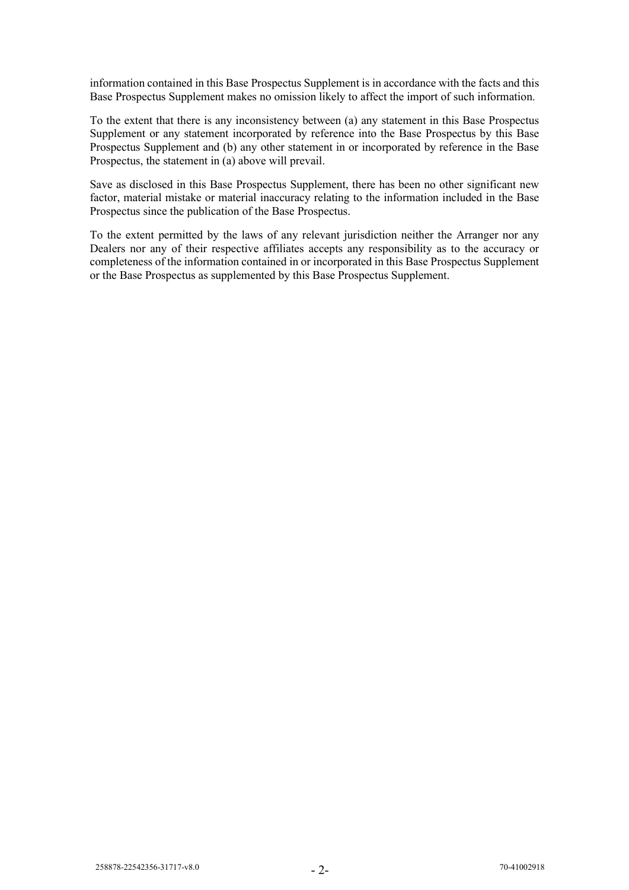information contained in this Base Prospectus Supplement is in accordance with the facts and this Base Prospectus Supplement makes no omission likely to affect the import of such information.

To the extent that there is any inconsistency between (a) any statement in this Base Prospectus Supplement or any statement incorporated by reference into the Base Prospectus by this Base Prospectus Supplement and (b) any other statement in or incorporated by reference in the Base Prospectus, the statement in (a) above will prevail.

Save as disclosed in this Base Prospectus Supplement, there has been no other significant new factor, material mistake or material inaccuracy relating to the information included in the Base Prospectus since the publication of the Base Prospectus.

To the extent permitted by the laws of any relevant jurisdiction neither the Arranger nor any Dealers nor any of their respective affiliates accepts any responsibility as to the accuracy or completeness of the information contained in or incorporated in this Base Prospectus Supplement or the Base Prospectus as supplemented by this Base Prospectus Supplement.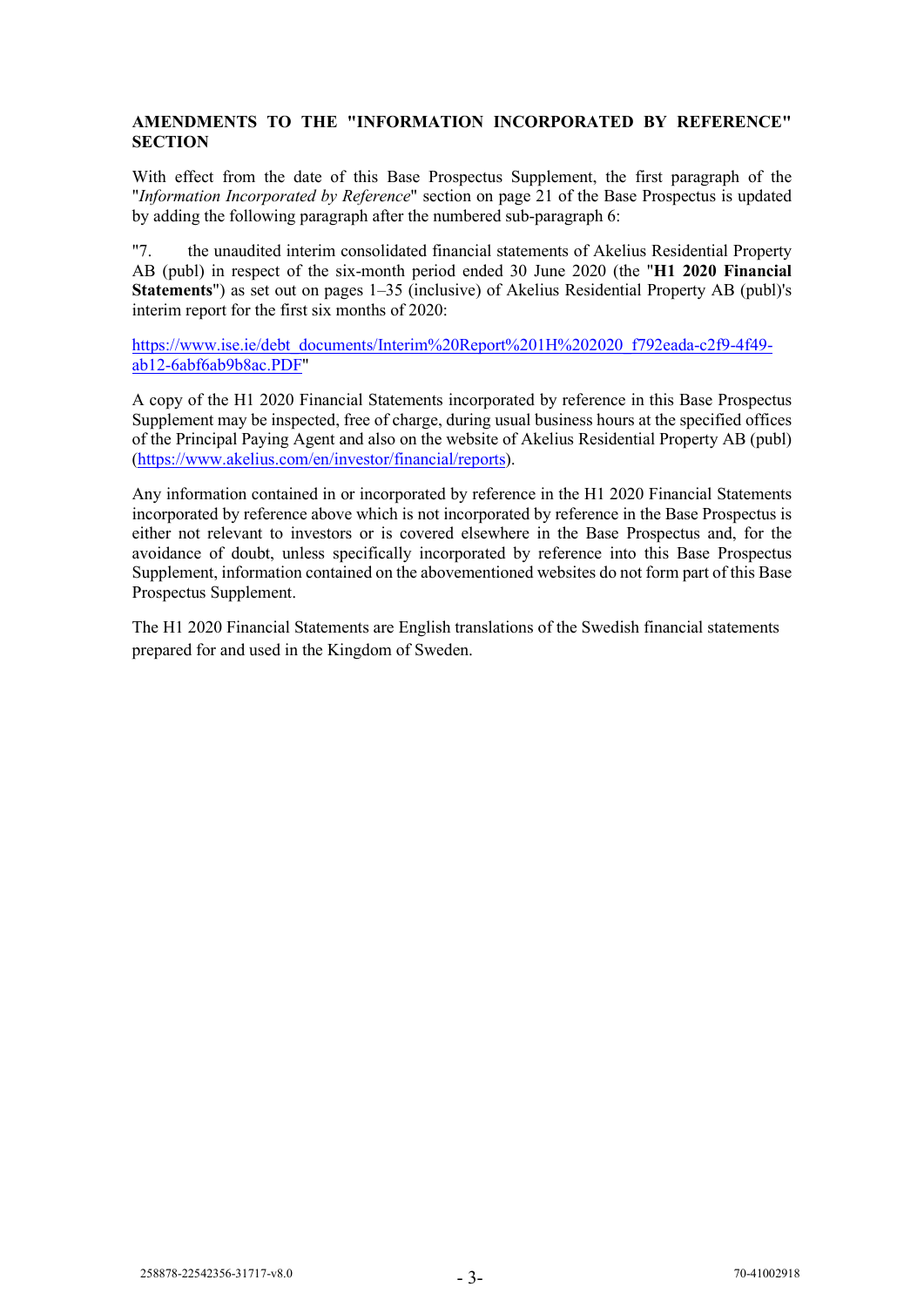## AMENDMENTS TO THE "INFORMATION INCORPORATED BY REFERENCE" SECTION

With effect from the date of this Base Prospectus Supplement, the first paragraph of the "*Information Incorporated by Reference*" section on page 21 of the Base Prospectus is updated by adding the following paragraph after the numbered sub-paragraph 6:

"7. the unaudited interim consolidated financial statements of Akelius Residential Property AB (publ) in respect of the six-month period ended 30 June 2020 (the "**H1 2020 Financial Statements**") as set out on pages 1–35 (inclusive) of Akelius Residential Property AB (publ)'s interim report for the first six months of 2020:

https://www.ise.ie/debt_documents/Interim%20Report%201H%202020_f792eada-c2f9-4f49-ab12-6abf6ab9b8ac.PDF"

A copy of the H1 2020 Financial Statements incorporated by reference in this Base Prospectus Supplement may be inspected, free of charge, during usual business hours at the specified offices of the Principal Paying Agent and also on the website of Akelius Residential Property AB (publ) (https://www.akelius.com/en/investor/financial/reports).

Any information contained in or incorporated by reference in the H1 2020 Financial Statements incorporated by reference above which is not incorporated by reference in the Base Prospectus is either not relevant to investors or is covered elsewhere in the Base Prospectus and, for the avoidance of doubt, unless specifically incorporated by reference into this Base Prospectus Supplement, information contained on the abovementioned websites do not form part of this Base Prospectus Supplement.

The H1 2020 Financial Statements are English translations of the Swedish financial statements prepared for and used in the Kingdom of Sweden.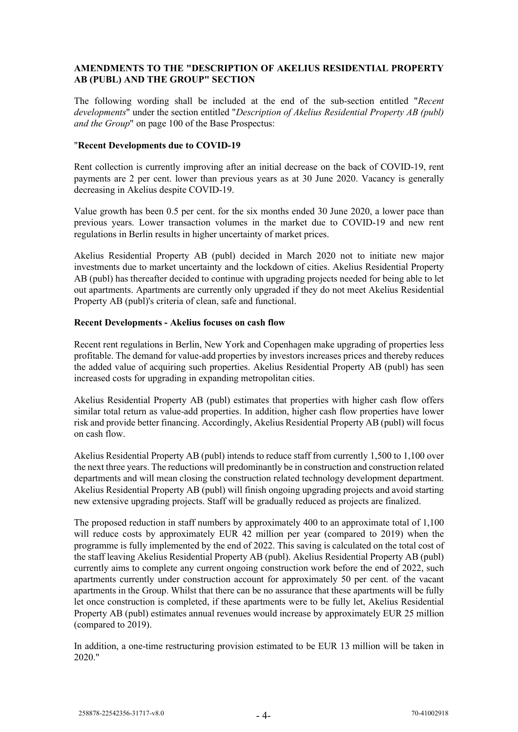## AMENDMENTS TO THE "DESCRIPTION OF AKELIUS RESIDENTIAL PROPERTY AB (PUBL) AND THE GROUP" SECTION

The following wording shall be included at the end of the sub-section entitled "*Recent developments*" under the section entitled "*Description of Akelius Residential Property AB (publ) and the Group*" on page 100 of the Base Prospectus:

"**Recent Developments due to COVID-19**

Rent collection is currently improving after an initial decrease on the back of COVID-19, rent payments are 2 per cent. lower than previous years as at 30 June 2020. Vacancy is generally decreasing in Akelius despite COVID-19.

Value growth has been 0.5 per cent. for the six months ended 30 June 2020, a lower pace than previous years. Lower transaction volumes in the market due to COVID-19 and new rent regulations in Berlin results in higher uncertainty of market prices.

Akelius Residential Property AB (publ) decided in March 2020 not to initiate new major investments due to market uncertainty and the lockdown of cities. Akelius Residential Property AB (publ) has thereafter decided to continue with upgrading projects needed for being able to let out apartments. Apartments are currently only upgraded if they do not meet Akelius Residential Property AB (publ)'s criteria of clean, safe and functional.

**Recent Developments - Akelius focuses on cash flow**

Recent rent regulations in Berlin, New York and Copenhagen make upgrading of properties less profitable. The demand for value-add properties by investors increases prices and thereby reduces the added value of acquiring such properties. Akelius Residential Property AB (publ) has seen increased costs for upgrading in expanding metropolitan cities.

Akelius Residential Property AB (publ) estimates that properties with higher cash flow offers similar total return as value-add properties. In addition, higher cash flow properties have lower risk and provide better financing. Accordingly, Akelius Residential Property AB (publ) will focus on cash flow.

Akelius Residential Property AB (publ) intends to reduce staff from currently 1,500 to 1,100 over the next three years. The reductions will predominantly be in construction and construction related departments and will mean closing the construction related technology development department. Akelius Residential Property AB (publ) will finish ongoing upgrading projects and avoid starting new extensive upgrading projects. Staff will be gradually reduced as projects are finalized.

The proposed reduction in staff numbers by approximately 400 to an approximate total of 1,100 will reduce costs by approximately EUR 42 million per year (compared to 2019) when the programme is fully implemented by the end of 2022. This saving is calculated on the total cost of the staff leaving Akelius Residential Property AB (publ). Akelius Residential Property AB (publ) currently aims to complete any current ongoing construction work before the end of 2022, such apartments currently under construction account for approximately 50 per cent. of the vacant apartments in the Group. Whilst that there can be no assurance that these apartments will be fully let once construction is completed, if these apartments were to be fully let, Akelius Residential Property AB (publ) estimates annual revenues would increase by approximately EUR 25 million (compared to 2019).

In addition, a one-time restructuring provision estimated to be EUR 13 million will be taken in 2020."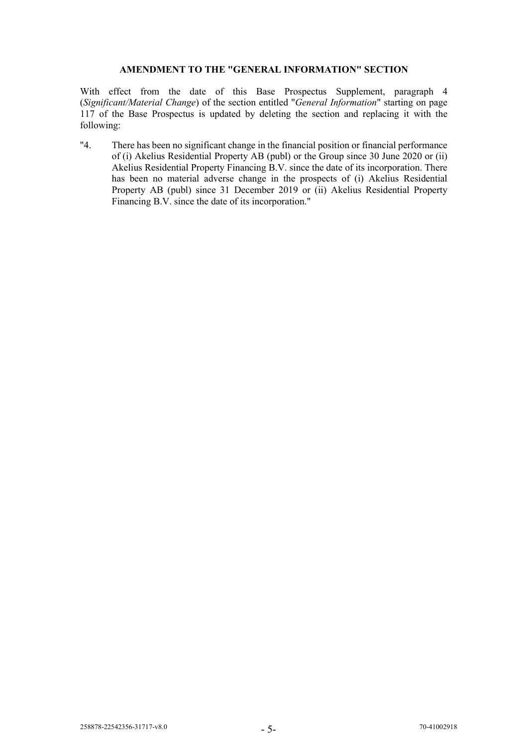## AMENDMENT TO THE "GENERAL INFORMATION" SECTION

With effect from the date of this Base Prospectus Supplement, paragraph 4 (*Significant/Material Change*) of the section entitled "*General Information*" starting on page 117 of the Base Prospectus is updated by deleting the section and replacing it with the following:

"4. There has been no significant change in the financial position or financial performance of (i) Akelius Residential Property AB (publ) or the Group since 30 June 2020 or (ii) Akelius Residential Property Financing B.V. since the date of its incorporation. There has been no material adverse change in the prospects of (i) Akelius Residential Property AB (publ) since 31 December 2019 or (ii) Akelius Residential Property Financing B.V. since the date of its incorporation."